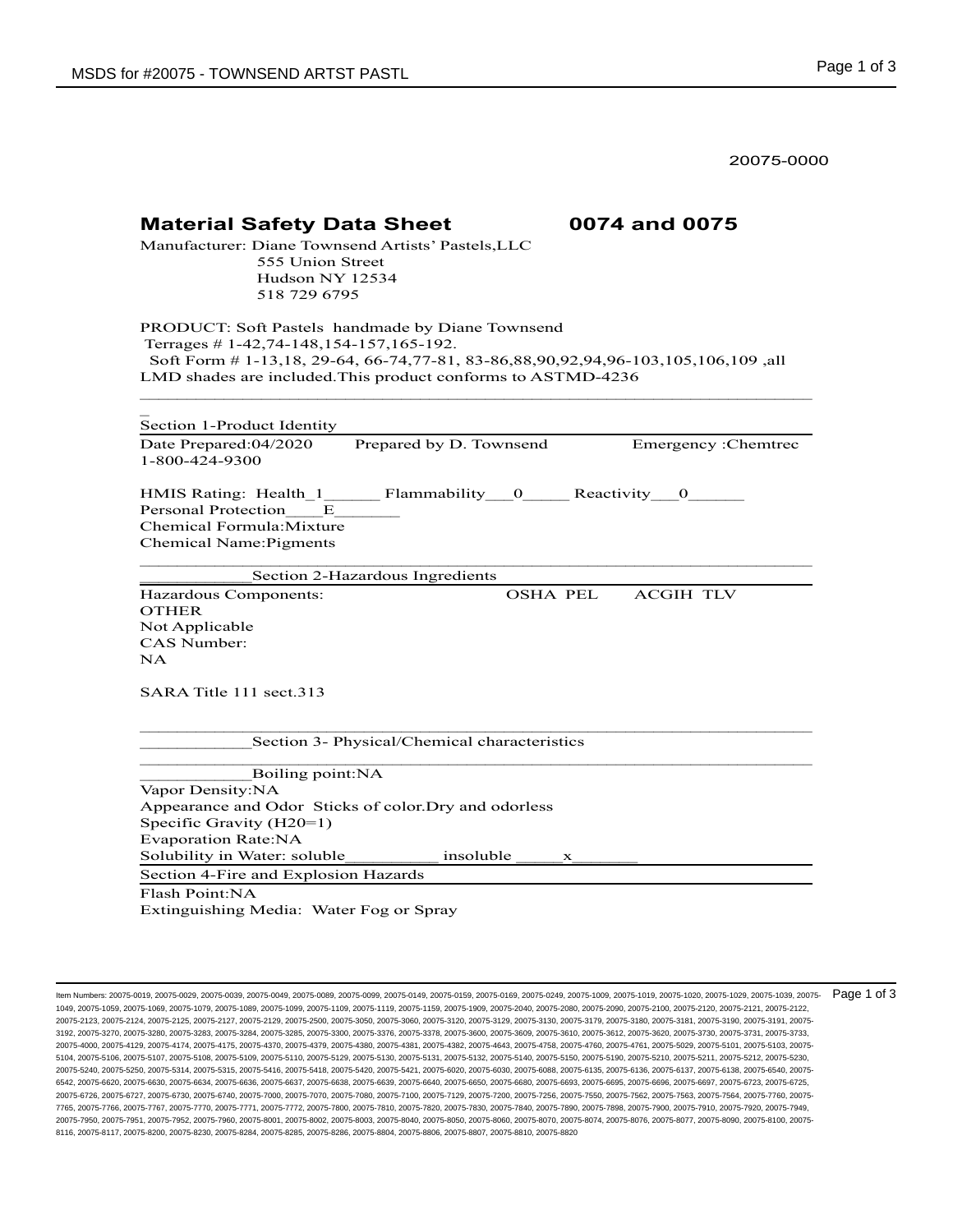20075-0000

# Material Safety Data Sheet 0074 and 0075

Manufacturer: Diane Townsend Artists' Pastels,LLC
555 Union Street
Hudson NY 12534
518 729 6795

PRODUCT: Soft Pastels handmade by Diane Townsend
Terrages # 1-42,74-148,154-157,165-192.
Soft Form # 1-13,18, 29-64, 66-74,77-81, 83-86,88,90,92,94,96-103,105,106,109 ,all LMD shades are included.This product conforms to ASTMD-4236

## Section 1-Product Identity

Date Prepared:04/2020 Prepared by D. Townsend Emergency :Chemtrec 1-800-424-9300

HMIS Rating: Health_1______ Flammability___0_____ Reactivity___0______
Personal Protection____E_______
Chemical Formula:Mixture
Chemical Name:Pigments

## Section 2-Hazardous Ingredients

| Hazardous Components: | OSHA PEL | ACGIH TLV |
|---|---|---|
| OTHER | | |
| Not Applicable | | |
| CAS Number: | | |
| NA | | |

SARA Title 111 sect.313

## Section 3- Physical/Chemical characteristics

Boiling point:NA
Vapor Density:NA
Appearance and Odor Sticks of color.Dry and odorless
Specific Gravity (H20=1)
Evaporation Rate:NA
Solubility in Water: soluble__________ insoluble _____x_______

## Section 4-Fire and Explosion Hazards

Flash Point:NA
Extinguishing Media: Water Fog or Spray

Item Numbers: 20075-0019, 20075-0029, 20075-0039, 20075-0049, 20075-0089, 20075-0099, 20075-0149, 20075-0159, 20075-0169, 20075-0249, 20075-1009, 20075-1019, 20075-1020, 20075-1029, 20075-1039, 20075-1049, 20075-1059, 20075-1069, 20075-1079, 20075-1089, 20075-1099, 20075-1109, 20075-1119, 20075-1159, 20075-1909, 20075-2040, 20075-2080, 20075-2090, 20075-2100, 20075-2120, 20075-2121, 20075-2122, 20075-2123, 20075-2124, 20075-2125, 20075-2127, 20075-2129, 20075-2500, 20075-3050, 20075-3060, 20075-3120, 20075-3129, 20075-3130, 20075-3179, 20075-3180, 20075-3181, 20075-3190, 20075-3191, 20075-3192, 20075-3270, 20075-3280, 20075-3283, 20075-3284, 20075-3285, 20075-3300, 20075-3376, 20075-3378, 20075-3600, 20075-3609, 20075-3610, 20075-3612, 20075-3620, 20075-3730, 20075-3731, 20075-3733, 20075-4000, 20075-4129, 20075-4174, 20075-4175, 20075-4370, 20075-4379, 20075-4380, 20075-4381, 20075-4382, 20075-4643, 20075-4758, 20075-4760, 20075-4761, 20075-5029, 20075-5101, 20075-5103, 20075-5104, 20075-5106, 20075-5107, 20075-5108, 20075-5109, 20075-5110, 20075-5129, 20075-5130, 20075-5131, 20075-5132, 20075-5140, 20075-5150, 20075-5190, 20075-5210, 20075-5211, 20075-5212, 20075-5230, 20075-5240, 20075-5250, 20075-5314, 20075-5315, 20075-5416, 20075-5418, 20075-5420, 20075-5421, 20075-6020, 20075-6030, 20075-6088, 20075-6135, 20075-6136, 20075-6137, 20075-6138, 20075-6540, 20075-6542, 20075-6620, 20075-6630, 20075-6634, 20075-6636, 20075-6637, 20075-6638, 20075-6639, 20075-6640, 20075-6650, 20075-6680, 20075-6693, 20075-6695, 20075-6696, 20075-6697, 20075-6723, 20075-6725, 20075-6726, 20075-6727, 20075-6730, 20075-6740, 20075-7000, 20075-7070, 20075-7080, 20075-7100, 20075-7129, 20075-7200, 20075-7256, 20075-7550, 20075-7562, 20075-7563, 20075-7564, 20075-7760, 20075-7765, 20075-7766, 20075-7767, 20075-7770, 20075-7771, 20075-7772, 20075-7800, 20075-7810, 20075-7820, 20075-7830, 20075-7840, 20075-7890, 20075-7898, 20075-7900, 20075-7910, 20075-7920, 20075-7949, 20075-7950, 20075-7951, 20075-7952, 20075-7960, 20075-8001, 20075-8002, 20075-8003, 20075-8040, 20075-8050, 20075-8060, 20075-8070, 20075-8074, 20075-8076, 20075-8077, 20075-8090, 20075-8100, 20075-8116, 20075-8117, 20075-8200, 20075-8230, 20075-8284, 20075-8285, 20075-8286, 20075-8804, 20075-8806, 20075-8807, 20075-8810, 20075-8820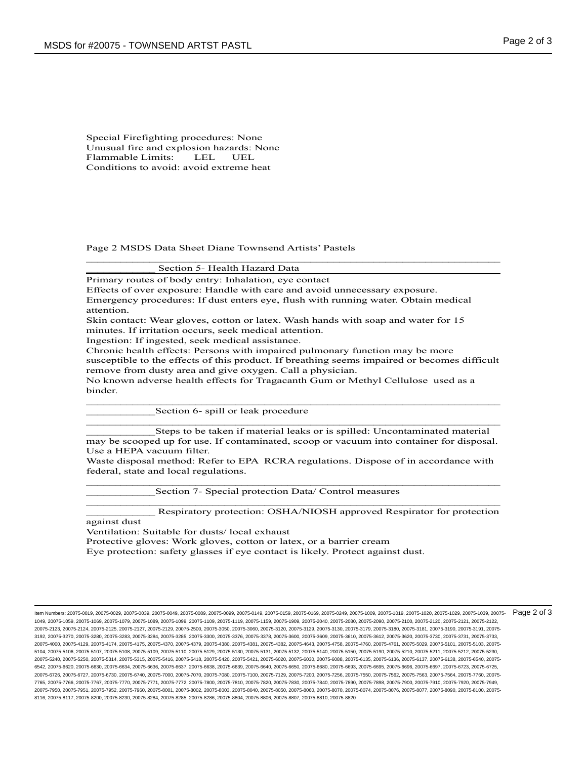Special Firefighting procedures: None
Unusual fire and explosion hazards: None
Flammable Limits: LEL UEL
Conditions to avoid: avoid extreme heat

Page 2 MSDS Data Sheet Diane Townsend Artists' Pastels

## Section 5- Health Hazard Data

Primary routes of body entry: Inhalation, eye contact
Effects of over exposure: Handle with care and avoid unnecessary exposure.
Emergency procedures: If dust enters eye, flush with running water. Obtain medical attention.
Skin contact: Wear gloves, cotton or latex. Wash hands with soap and water for 15 minutes. If irritation occurs, seek medical attention.
Ingestion: If ingested, seek medical assistance.
Chronic health effects: Persons with impaired pulmonary function may be more susceptible to the effects of this product. If breathing seems impaired or becomes difficult remove from dusty area and give oxygen. Call a physician.
No known adverse health effects for Tragacanth Gum or Methyl Cellulose used as a binder.

## Section 6- spill or leak procedure

Steps to be taken if material leaks or is spilled: Uncontaminated material may be scooped up for use. If contaminated, scoop or vacuum into container for disposal. Use a HEPA vacuum filter.
Waste disposal method: Refer to EPA RCRA regulations. Dispose of in accordance with federal, state and local regulations.

## Section 7- Special protection Data/ Control measures

Respiratory protection: OSHA/NIOSH approved Respirator for protection against dust
Ventilation: Suitable for dusts/ local exhaust
Protective gloves: Work gloves, cotton or latex, or a barrier cream
Eye protection: safety glasses if eye contact is likely. Protect against dust.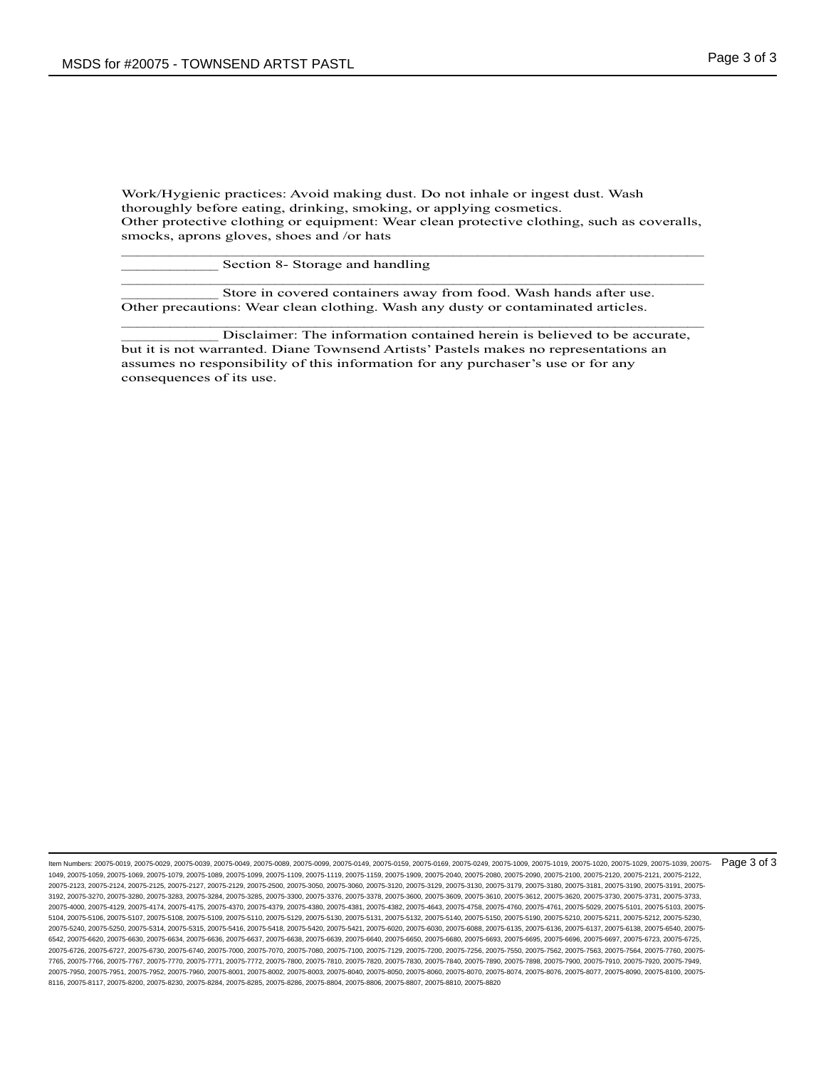Work/Hygienic practices: Avoid making dust. Do not inhale or ingest dust. Wash thoroughly before eating, drinking, smoking, or applying cosmetics.
Other protective clothing or equipment: Wear clean protective clothing, such as coveralls, smocks, aprons gloves, shoes and /or hats

---

## Section 8- Storage and handling

---

Store in covered containers away from food. Wash hands after use.
Other precautions: Wear clean clothing. Wash any dusty or contaminated articles.

---

Disclaimer: The information contained herein is believed to be accurate, but it is not warranted. Diane Townsend Artists' Pastels makes no representations an assumes no responsibility of this information for any purchaser's use or for any consequences of its use.